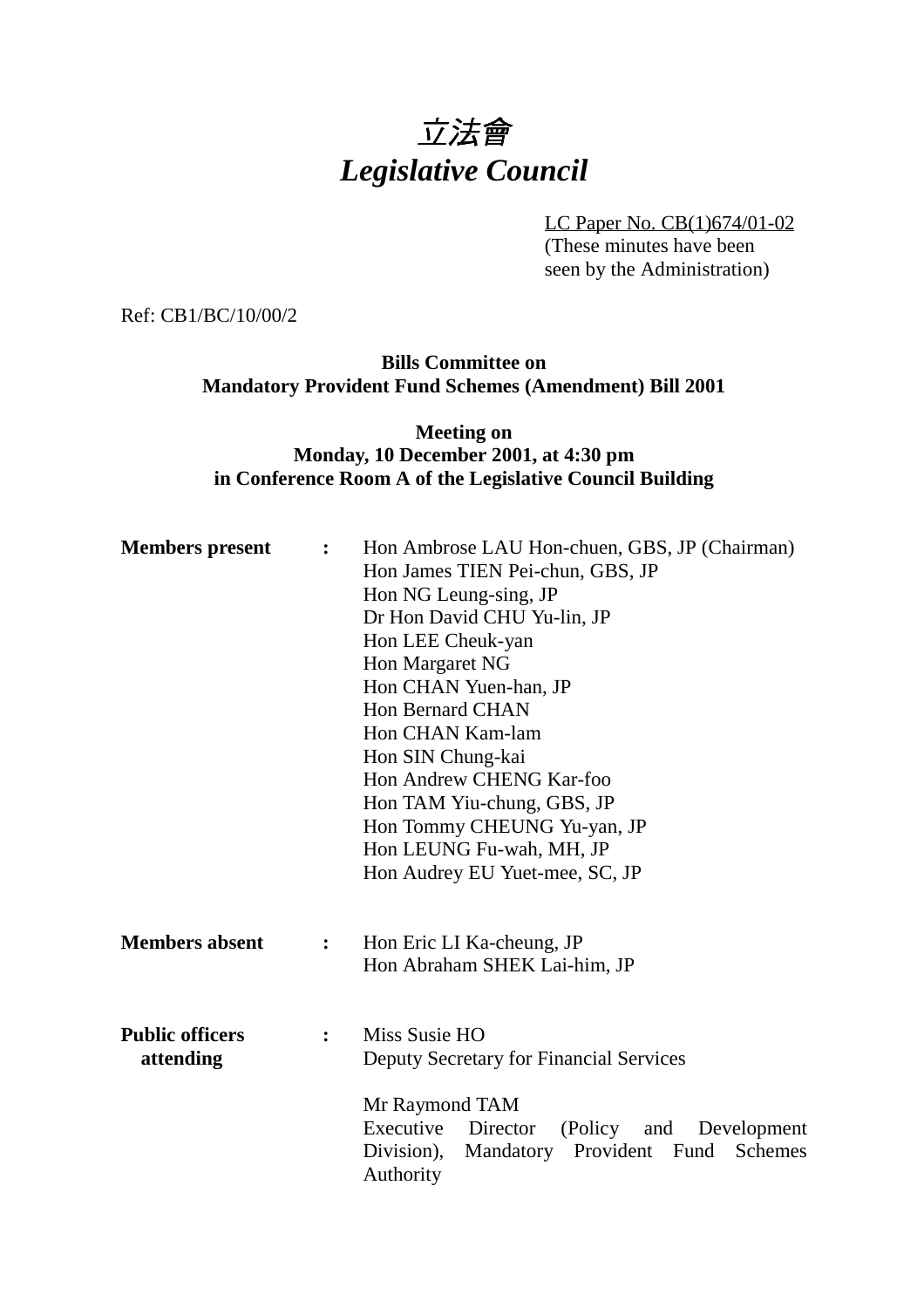# *立法會*
# *Legislative Council*

LC Paper No. CB(1)674/01-02
(These minutes have been seen by the Administration)

Ref: CB1/BC/10/00/2

**Bills Committee on**
**Mandatory Provident Fund Schemes (Amendment) Bill 2001**

**Meeting on**
**Monday, 10 December 2001, at 4:30 pm**
**in Conference Room A of the Legislative Council Building**

**Members present :**

Hon Ambrose LAU Hon-chuen, GBS, JP (Chairman)
Hon James TIEN Pei-chun, GBS, JP
Hon NG Leung-sing, JP
Dr Hon David CHU Yu-lin, JP
Hon LEE Cheuk-yan
Hon Margaret NG
Hon CHAN Yuen-han, JP
Hon Bernard CHAN
Hon CHAN Kam-lam
Hon SIN Chung-kai
Hon Andrew CHENG Kar-foo
Hon TAM Yiu-chung, GBS, JP
Hon Tommy CHEUNG Yu-yan, JP
Hon LEUNG Fu-wah, MH, JP
Hon Audrey EU Yuet-mee, SC, JP

**Members absent :**

Hon Eric LI Ka-cheung, JP
Hon Abraham SHEK Lai-him, JP

**Public officers attending :**

Miss Susie HO
Deputy Secretary for Financial Services

Mr Raymond TAM
Executive Director (Policy and Development Division), Mandatory Provident Fund Schemes Authority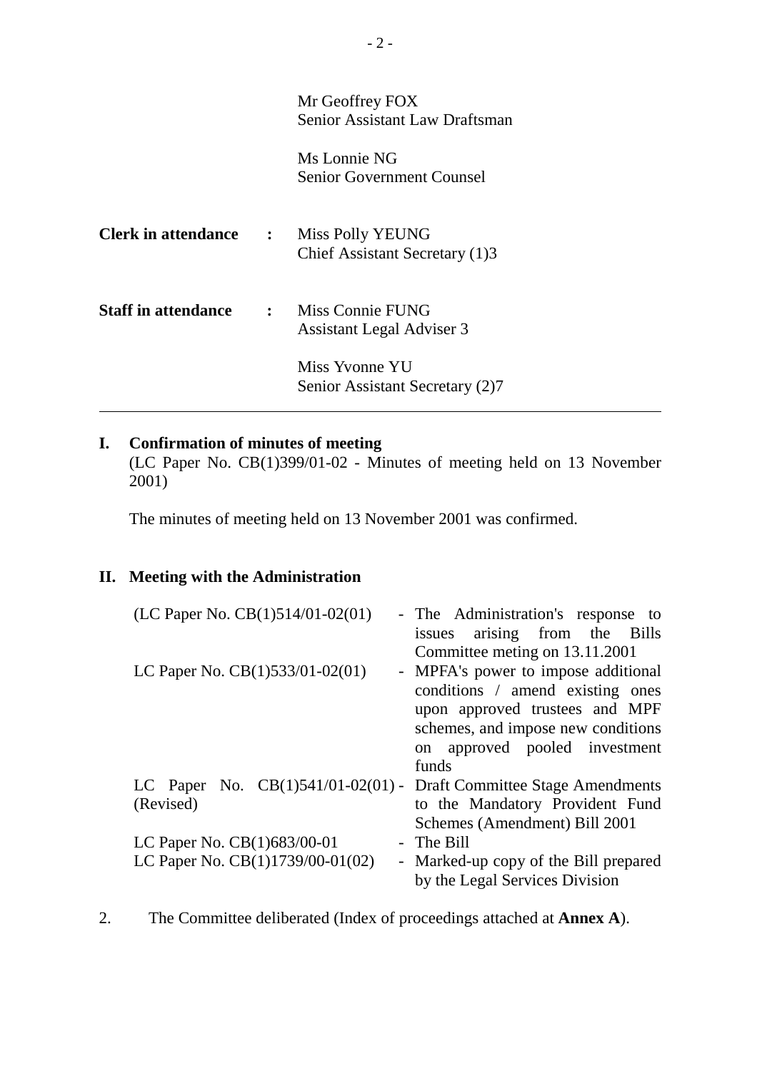| | | |
|---|---|---|
| | | Mr Geoffrey FOX<br>Senior Assistant Law Draftsman |
| | | Ms Lonnie NG<br>Senior Government Counsel |
| **Clerk in attendance** | **:** | Miss Polly YEUNG<br>Chief Assistant Secretary (1)3 |
| **Staff in attendance** | **:** | Miss Connie FUNG<br>Assistant Legal Adviser 3 |
| | | Miss Yvonne YU<br>Senior Assistant Secretary (2)7 |

---

## I. Confirmation of minutes of meeting

(LC Paper No. CB(1)399/01-02 - Minutes of meeting held on 13 November 2001)

The minutes of meeting held on 13 November 2001 was confirmed.

## II. Meeting with the Administration

| | |
|---|---|
| (LC Paper No. CB(1)514/01-02(01) | - The Administration's response to issues arising from the Bills Committee meting on 13.11.2001 |
| LC Paper No. CB(1)533/01-02(01) | - MPFA's power to impose additional conditions / amend existing ones upon approved trustees and MPF schemes, and impose new conditions on approved pooled investment funds |
| LC Paper No. CB(1)541/01-02(01) (Revised) | - Draft Committee Stage Amendments to the Mandatory Provident Fund Schemes (Amendment) Bill 2001 |
| LC Paper No. CB(1)683/00-01 | - The Bill |
| LC Paper No. CB(1)1739/00-01(02) | - Marked-up copy of the Bill prepared by the Legal Services Division |

2. The Committee deliberated (Index of proceedings attached at **Annex A**).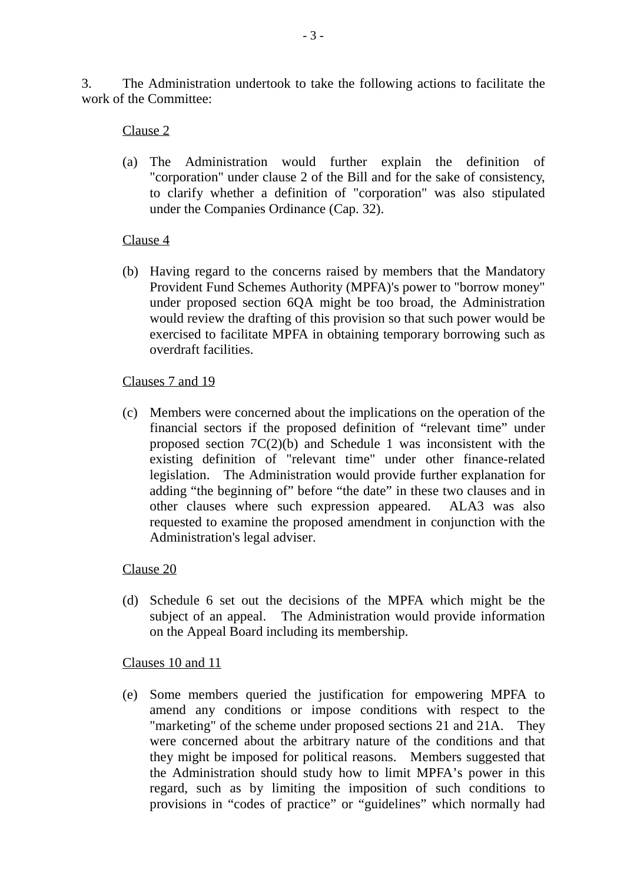3. The Administration undertook to take the following actions to facilitate the work of the Committee:

<u>Clause 2</u>

(a) The Administration would further explain the definition of "corporation" under clause 2 of the Bill and for the sake of consistency, to clarify whether a definition of "corporation" was also stipulated under the Companies Ordinance (Cap. 32).

<u>Clause 4</u>

(b) Having regard to the concerns raised by members that the Mandatory Provident Fund Schemes Authority (MPFA)'s power to "borrow money" under proposed section 6QA might be too broad, the Administration would review the drafting of this provision so that such power would be exercised to facilitate MPFA in obtaining temporary borrowing such as overdraft facilities.

<u>Clauses 7 and 19</u>

(c) Members were concerned about the implications on the operation of the financial sectors if the proposed definition of “relevant time” under proposed section 7C(2)(b) and Schedule 1 was inconsistent with the existing definition of "relevant time" under other finance-related legislation. The Administration would provide further explanation for adding “the beginning of” before “the date” in these two clauses and in other clauses where such expression appeared. ALA3 was also requested to examine the proposed amendment in conjunction with the Administration's legal adviser.

<u>Clause 20</u>

(d) Schedule 6 set out the decisions of the MPFA which might be the subject of an appeal. The Administration would provide information on the Appeal Board including its membership.

<u>Clauses 10 and 11</u>

(e) Some members queried the justification for empowering MPFA to amend any conditions or impose conditions with respect to the "marketing" of the scheme under proposed sections 21 and 21A. They were concerned about the arbitrary nature of the conditions and that they might be imposed for political reasons. Members suggested that the Administration should study how to limit MPFA’s power in this regard, such as by limiting the imposition of such conditions to provisions in “codes of practice” or “guidelines” which normally had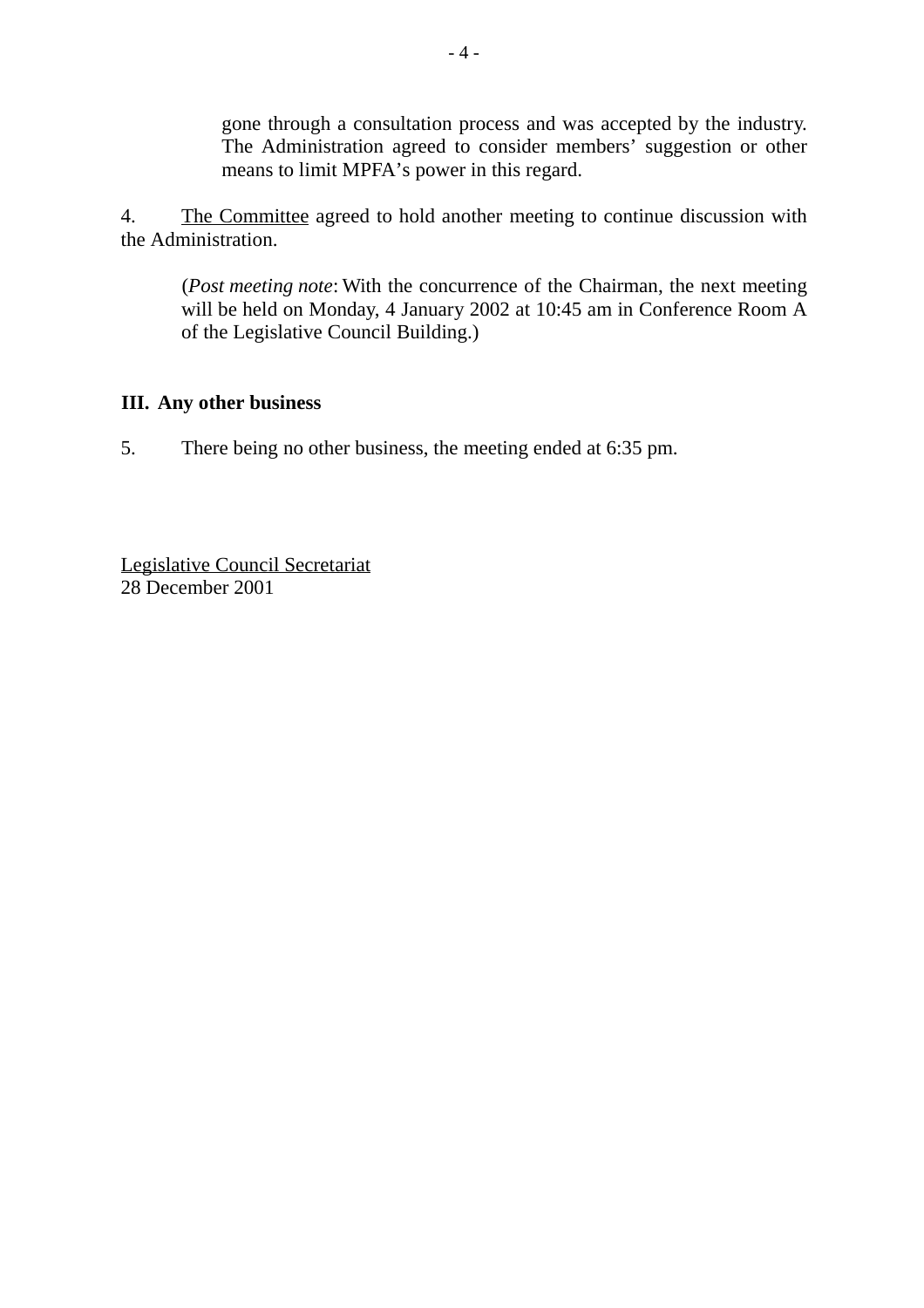gone through a consultation process and was accepted by the industry. The Administration agreed to consider members' suggestion or other means to limit MPFA's power in this regard.

4. The Committee agreed to hold another meeting to continue discussion with the Administration.

(*Post meeting note*: With the concurrence of the Chairman, the next meeting will be held on Monday, 4 January 2002 at 10:45 am in Conference Room A of the Legislative Council Building.)

**III. Any other business**

5. There being no other business, the meeting ended at 6:35 pm.

Legislative Council Secretariat
28 December 2001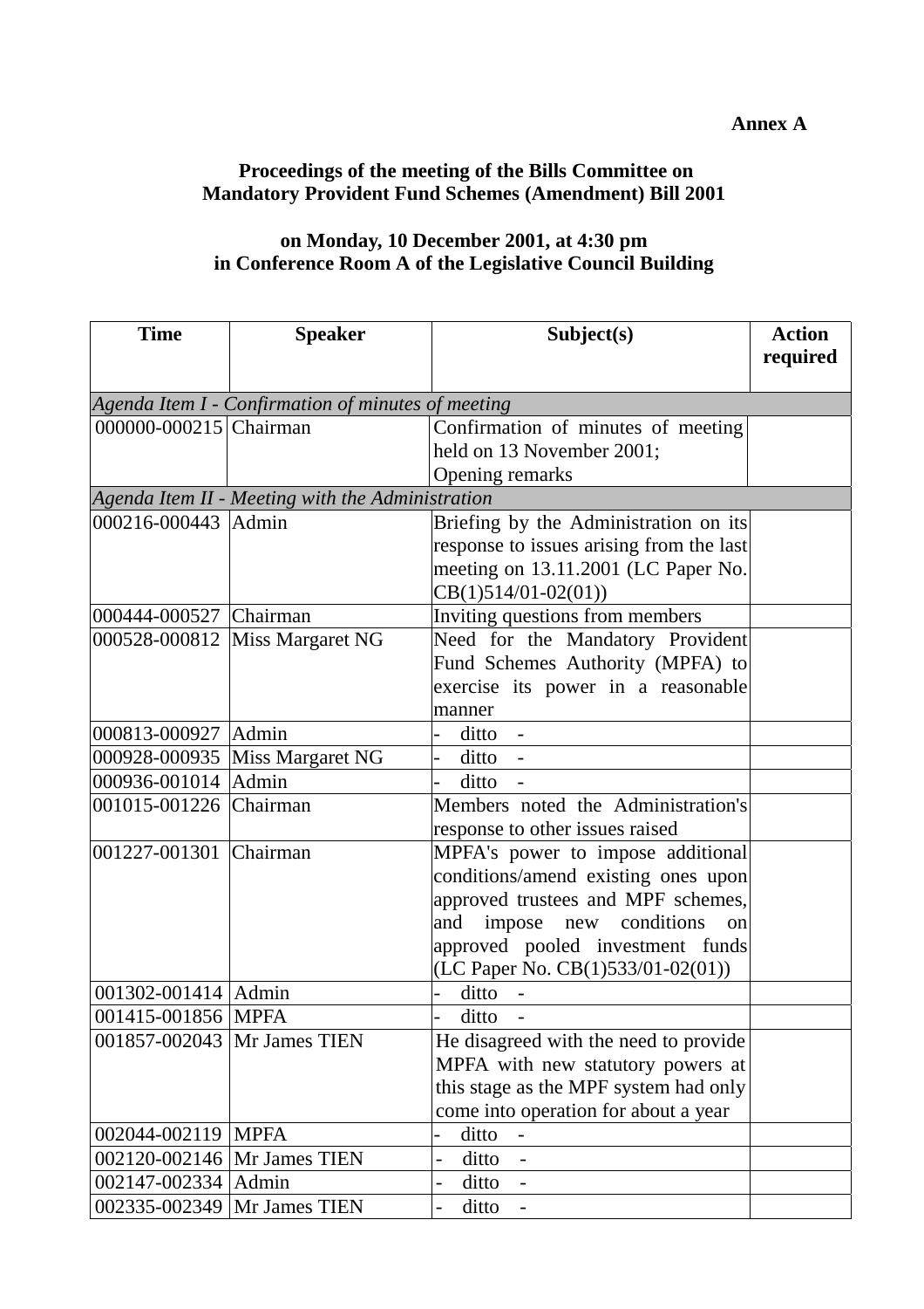**Annex A**

**Proceedings of the meeting of the Bills Committee on Mandatory Provident Fund Schemes (Amendment) Bill 2001**

**on Monday, 10 December 2001, at 4:30 pm in Conference Room A of the Legislative Council Building**

| Time | Speaker | Subject(s) | Action required |
|---|---|---|---|
| *Agenda Item I - Confirmation of minutes of meeting* | | | |
| 000000-000215 | Chairman | Confirmation of minutes of meeting held on 13 November 2001; Opening remarks | |
| *Agenda Item II - Meeting with the Administration* | | | |
| 000216-000443 | Admin | Briefing by the Administration on its response to issues arising from the last meeting on 13.11.2001 (LC Paper No. CB(1)514/01-02(01)) | |
| 000444-000527 | Chairman | Inviting questions from members | |
| 000528-000812 | Miss Margaret NG | Need for the Mandatory Provident Fund Schemes Authority (MPFA) to exercise its power in a reasonable manner | |
| 000813-000927 | Admin | - ditto - | |
| 000928-000935 | Miss Margaret NG | - ditto - | |
| 000936-001014 | Admin | - ditto - | |
| 001015-001226 | Chairman | Members noted the Administration's response to other issues raised | |
| 001227-001301 | Chairman | MPFA's power to impose additional conditions/amend existing ones upon approved trustees and MPF schemes, and impose new conditions on approved pooled investment funds (LC Paper No. CB(1)533/01-02(01)) | |
| 001302-001414 | Admin | - ditto - | |
| 001415-001856 | MPFA | - ditto - | |
| 001857-002043 | Mr James TIEN | He disagreed with the need to provide MPFA with new statutory powers at this stage as the MPF system had only come into operation for about a year | |
| 002044-002119 | MPFA | - ditto - | |
| 002120-002146 | Mr James TIEN | - ditto - | |
| 002147-002334 | Admin | - ditto - | |
| 002335-002349 | Mr James TIEN | - ditto - | |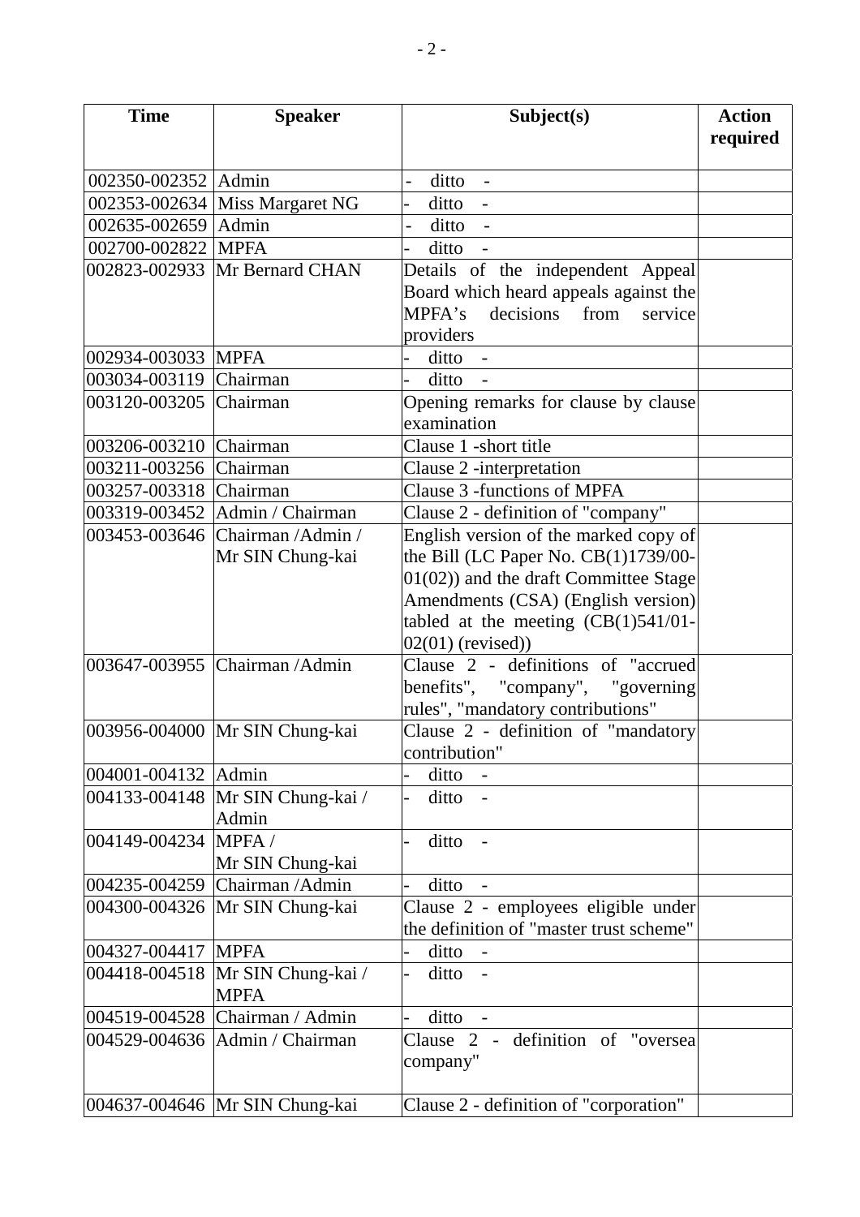| Time | Speaker | Subject(s) | Action required |
|---|---|---|---|
| 002350-002352 | Admin | - ditto - | |
| 002353-002634 | Miss Margaret NG | - ditto - | |
| 002635-002659 | Admin | - ditto - | |
| 002700-002822 | MPFA | - ditto - | |
| 002823-002933 | Mr Bernard CHAN | Details of the independent Appeal Board which heard appeals against the MPFA's decisions from service providers | |
| 002934-003033 | MPFA | - ditto - | |
| 003034-003119 | Chairman | - ditto - | |
| 003120-003205 | Chairman | Opening remarks for clause by clause examination | |
| 003206-003210 | Chairman | Clause 1 -short title | |
| 003211-003256 | Chairman | Clause 2 -interpretation | |
| 003257-003318 | Chairman | Clause 3 -functions of MPFA | |
| 003319-003452 | Admin / Chairman | Clause 2 - definition of "company" | |
| 003453-003646 | Chairman /Admin / Mr SIN Chung-kai | English version of the marked copy of the Bill (LC Paper No. CB(1)1739/00-01(02)) and the draft Committee Stage Amendments (CSA) (English version) tabled at the meeting (CB(1)541/01-02(01) (revised)) | |
| 003647-003955 | Chairman /Admin | Clause 2 - definitions of "accrued benefits", "company", "governing rules", "mandatory contributions" | |
| 003956-004000 | Mr SIN Chung-kai | Clause 2 - definition of "mandatory contribution" | |
| 004001-004132 | Admin | - ditto - | |
| 004133-004148 | Mr SIN Chung-kai / Admin | - ditto - | |
| 004149-004234 | MPFA / Mr SIN Chung-kai | - ditto - | |
| 004235-004259 | Chairman /Admin | - ditto - | |
| 004300-004326 | Mr SIN Chung-kai | Clause 2 - employees eligible under the definition of "master trust scheme" | |
| 004327-004417 | MPFA | - ditto - | |
| 004418-004518 | Mr SIN Chung-kai / MPFA | - ditto - | |
| 004519-004528 | Chairman / Admin | - ditto - | |
| 004529-004636 | Admin / Chairman | Clause 2 - definition of "oversea company" | |
| 004637-004646 | Mr SIN Chung-kai | Clause 2 - definition of "corporation" | |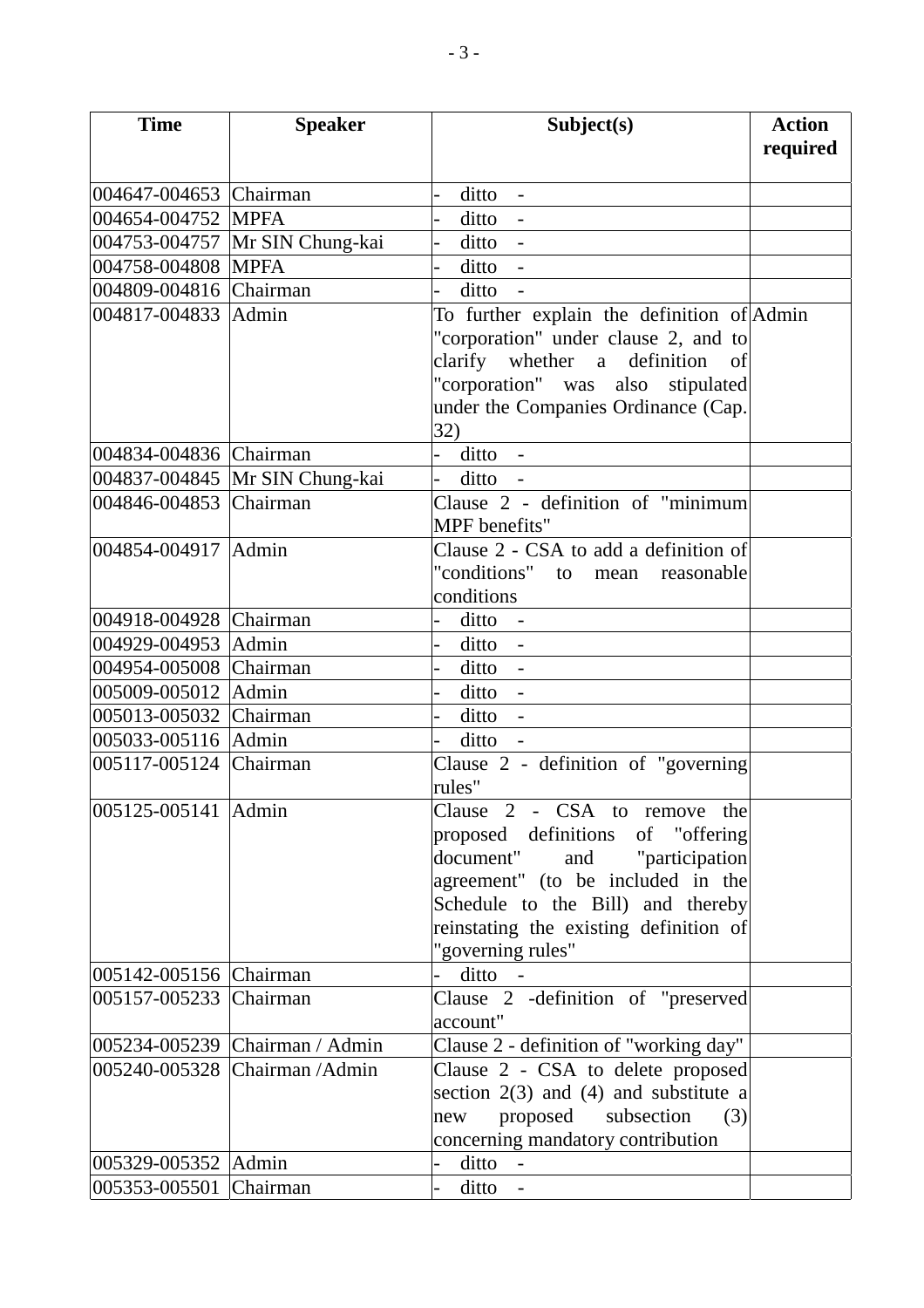| Time | Speaker | Subject(s) | Action required |
|---|---|---|---|
| 004647-004653 | Chairman | - ditto - | |
| 004654-004752 | MPFA | - ditto - | |
| 004753-004757 | Mr SIN Chung-kai | - ditto - | |
| 004758-004808 | MPFA | - ditto - | |
| 004809-004816 | Chairman | - ditto - | |
| 004817-004833 | Admin | To further explain the definition of "corporation" under clause 2, and to clarify whether a definition of "corporation" was also stipulated under the Companies Ordinance (Cap. 32) | Admin |
| 004834-004836 | Chairman | - ditto - | |
| 004837-004845 | Mr SIN Chung-kai | - ditto - | |
| 004846-004853 | Chairman | Clause 2 - definition of "minimum MPF benefits" | |
| 004854-004917 | Admin | Clause 2 - CSA to add a definition of "conditions" to mean reasonable conditions | |
| 004918-004928 | Chairman | - ditto - | |
| 004929-004953 | Admin | - ditto - | |
| 004954-005008 | Chairman | - ditto - | |
| 005009-005012 | Admin | - ditto - | |
| 005013-005032 | Chairman | - ditto - | |
| 005033-005116 | Admin | - ditto - | |
| 005117-005124 | Chairman | Clause 2 - definition of "governing rules" | |
| 005125-005141 | Admin | Clause 2 - CSA to remove the proposed definitions of "offering document" and "participation agreement" (to be included in the Schedule to the Bill) and thereby reinstating the existing definition of "governing rules" | |
| 005142-005156 | Chairman | - ditto - | |
| 005157-005233 | Chairman | Clause 2 -definition of "preserved account" | |
| 005234-005239 | Chairman / Admin | Clause 2 - definition of "working day" | |
| 005240-005328 | Chairman /Admin | Clause 2 - CSA to delete proposed section 2(3) and (4) and substitute a new proposed subsection (3) concerning mandatory contribution | |
| 005329-005352 | Admin | - ditto - | |
| 005353-005501 | Chairman | - ditto - | |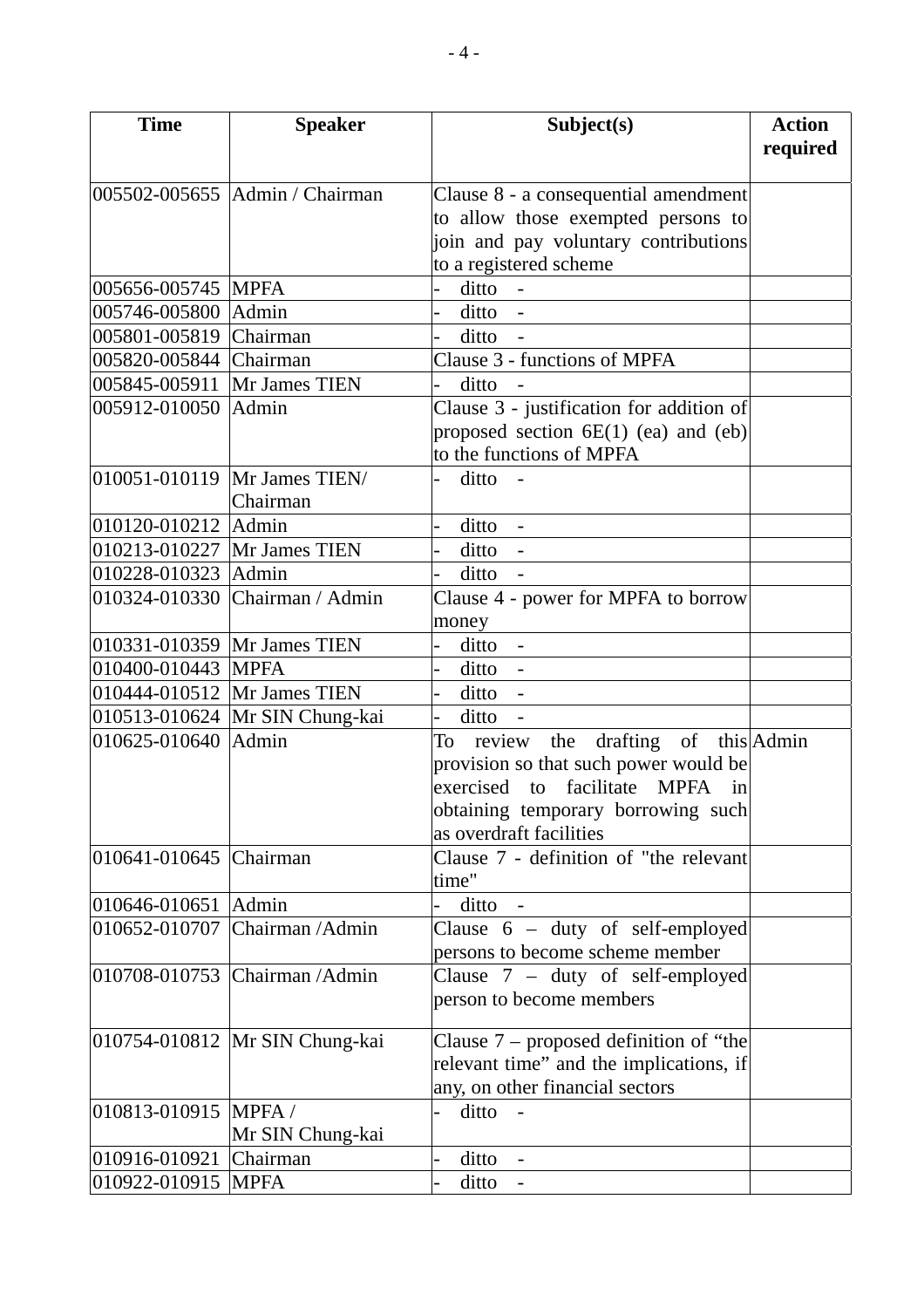| Time | Speaker | Subject(s) | Action required |
|---|---|---|---|
| 005502-005655 | Admin / Chairman | Clause 8 - a consequential amendment to allow those exempted persons to join and pay voluntary contributions to a registered scheme | |
| 005656-005745 | MPFA | - ditto - | |
| 005746-005800 | Admin | - ditto - | |
| 005801-005819 | Chairman | - ditto - | |
| 005820-005844 | Chairman | Clause 3 - functions of MPFA | |
| 005845-005911 | Mr James TIEN | - ditto - | |
| 005912-010050 | Admin | Clause 3 - justification for addition of proposed section 6E(1) (ea) and (eb) to the functions of MPFA | |
| 010051-010119 | Mr James TIEN/ Chairman | - ditto - | |
| 010120-010212 | Admin | - ditto - | |
| 010213-010227 | Mr James TIEN | - ditto - | |
| 010228-010323 | Admin | - ditto - | |
| 010324-010330 | Chairman / Admin | Clause 4 - power for MPFA to borrow money | |
| 010331-010359 | Mr James TIEN | - ditto - | |
| 010400-010443 | MPFA | - ditto - | |
| 010444-010512 | Mr James TIEN | - ditto - | |
| 010513-010624 | Mr SIN Chung-kai | - ditto - | |
| 010625-010640 | Admin | To review the drafting of this provision so that such power would be exercised to facilitate MPFA in obtaining temporary borrowing such as overdraft facilities | Admin |
| 010641-010645 | Chairman | Clause 7 - definition of "the relevant time" | |
| 010646-010651 | Admin | - ditto - | |
| 010652-010707 | Chairman /Admin | Clause 6 – duty of self-employed persons to become scheme member | |
| 010708-010753 | Chairman /Admin | Clause 7 – duty of self-employed person to become members | |
| 010754-010812 | Mr SIN Chung-kai | Clause 7 – proposed definition of "the relevant time" and the implications, if any, on other financial sectors | |
| 010813-010915 | MPFA / Mr SIN Chung-kai | - ditto - | |
| 010916-010921 | Chairman | - ditto - | |
| 010922-010915 | MPFA | - ditto - | |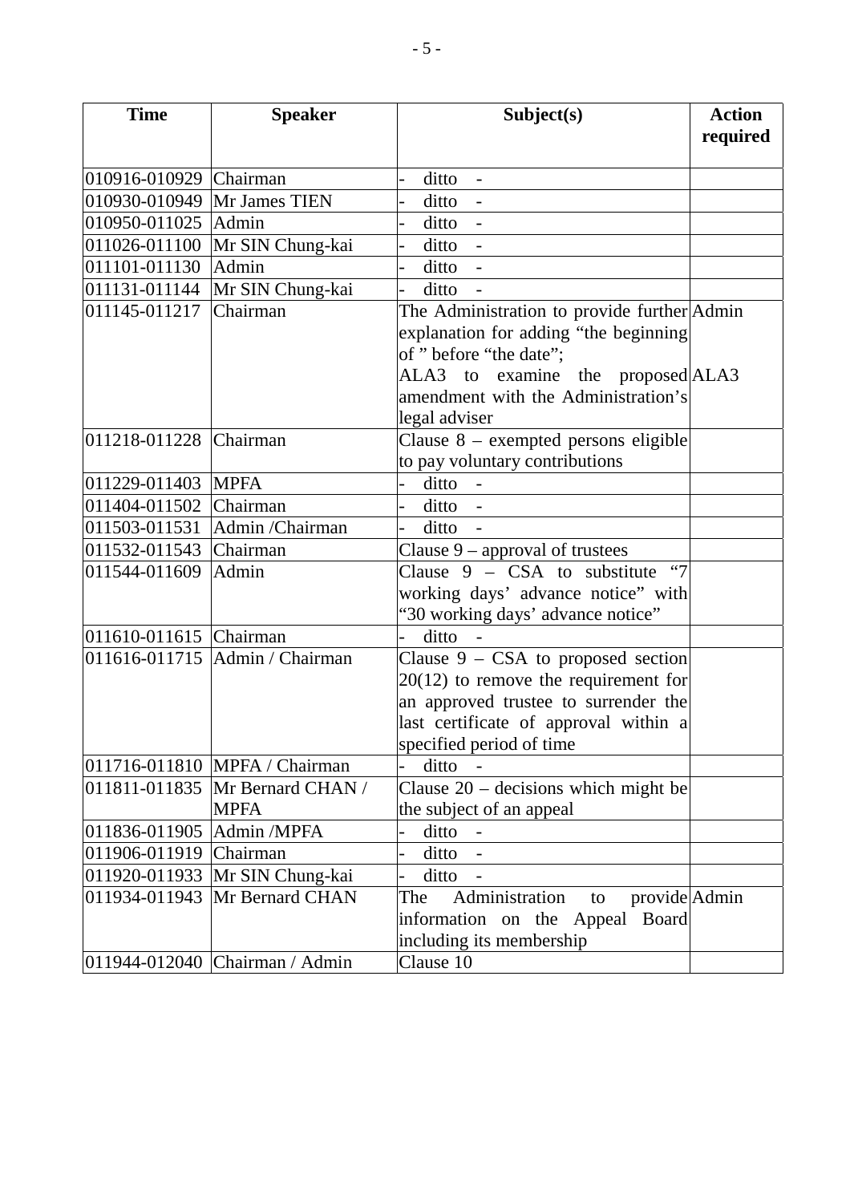| Time | Speaker | Subject(s) | Action required |
|---|---|---|---|
| 010916-010929 | Chairman | - ditto - | |
| 010930-010949 | Mr James TIEN | - ditto - | |
| 010950-011025 | Admin | - ditto - | |
| 011026-011100 | Mr SIN Chung-kai | - ditto - | |
| 011101-011130 | Admin | - ditto - | |
| 011131-011144 | Mr SIN Chung-kai | - ditto - | |
| 011145-011217 | Chairman | The Administration to provide further explanation for adding "the beginning of " before "the date";<br>ALA3 to examine the proposed amendment with the Administration's legal adviser | Admin<br><br><br>ALA3 |
| 011218-011228 | Chairman | Clause 8 – exempted persons eligible to pay voluntary contributions | |
| 011229-011403 | MPFA | - ditto - | |
| 011404-011502 | Chairman | - ditto - | |
| 011503-011531 | Admin /Chairman | - ditto - | |
| 011532-011543 | Chairman | Clause 9 – approval of trustees | |
| 011544-011609 | Admin | Clause 9 – CSA to substitute "7 working days' advance notice" with "30 working days' advance notice" | |
| 011610-011615 | Chairman | - ditto - | |
| 011616-011715 | Admin / Chairman | Clause 9 – CSA to proposed section 20(12) to remove the requirement for an approved trustee to surrender the last certificate of approval within a specified period of time | |
| 011716-011810 | MPFA / Chairman | - ditto - | |
| 011811-011835 | Mr Bernard CHAN / MPFA | Clause 20 – decisions which might be the subject of an appeal | |
| 011836-011905 | Admin /MPFA | - ditto - | |
| 011906-011919 | Chairman | - ditto - | |
| 011920-011933 | Mr SIN Chung-kai | - ditto - | |
| 011934-011943 | Mr Bernard CHAN | The Administration to provide information on the Appeal Board including its membership | Admin |
| 011944-012040 | Chairman / Admin | Clause 10 | |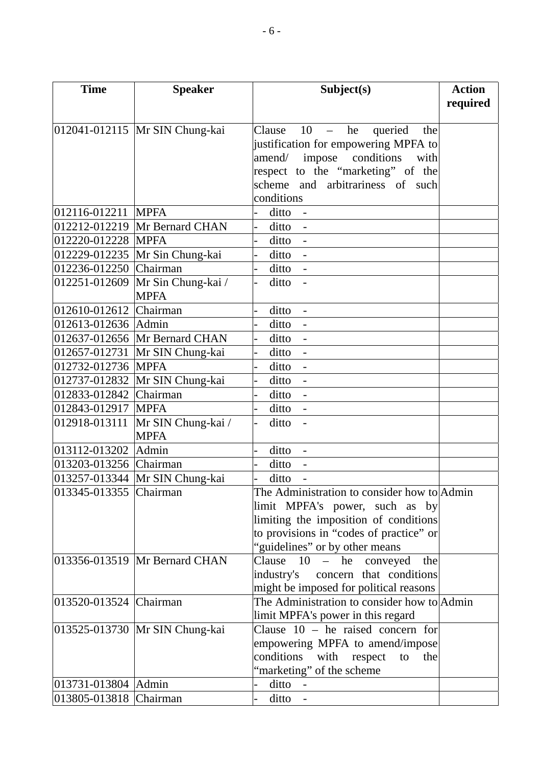| Time | Speaker | Subject(s) | Action required |
|---|---|---|---|
| 012041-012115 | Mr SIN Chung-kai | Clause 10 – he queried the justification for empowering MPFA to amend/ impose conditions with respect to the "marketing" of the scheme and arbitrariness of such conditions | |
| 012116-012211 | MPFA | - ditto - | |
| 012212-012219 | Mr Bernard CHAN | - ditto - | |
| 012220-012228 | MPFA | - ditto - | |
| 012229-012235 | Mr Sin Chung-kai | - ditto - | |
| 012236-012250 | Chairman | - ditto - | |
| 012251-012609 | Mr Sin Chung-kai / MPFA | - ditto - | |
| 012610-012612 | Chairman | - ditto - | |
| 012613-012636 | Admin | - ditto - | |
| 012637-012656 | Mr Bernard CHAN | - ditto - | |
| 012657-012731 | Mr SIN Chung-kai | - ditto - | |
| 012732-012736 | MPFA | - ditto - | |
| 012737-012832 | Mr SIN Chung-kai | - ditto - | |
| 012833-012842 | Chairman | - ditto - | |
| 012843-012917 | MPFA | - ditto - | |
| 012918-013111 | Mr SIN Chung-kai / MPFA | - ditto - | |
| 013112-013202 | Admin | - ditto - | |
| 013203-013256 | Chairman | - ditto - | |
| 013257-013344 | Mr SIN Chung-kai | - ditto - | |
| 013345-013355 | Chairman | The Administration to consider how to limit MPFA's power, such as by limiting the imposition of conditions to provisions in "codes of practice" or "guidelines" or by other means | Admin |
| 013356-013519 | Mr Bernard CHAN | Clause 10 – he conveyed the industry's concern that conditions might be imposed for political reasons | |
| 013520-013524 | Chairman | The Administration to consider how to limit MPFA's power in this regard | Admin |
| 013525-013730 | Mr SIN Chung-kai | Clause 10 – he raised concern for empowering MPFA to amend/impose conditions with respect to the "marketing" of the scheme | |
| 013731-013804 | Admin | - ditto - | |
| 013805-013818 | Chairman | - ditto - | |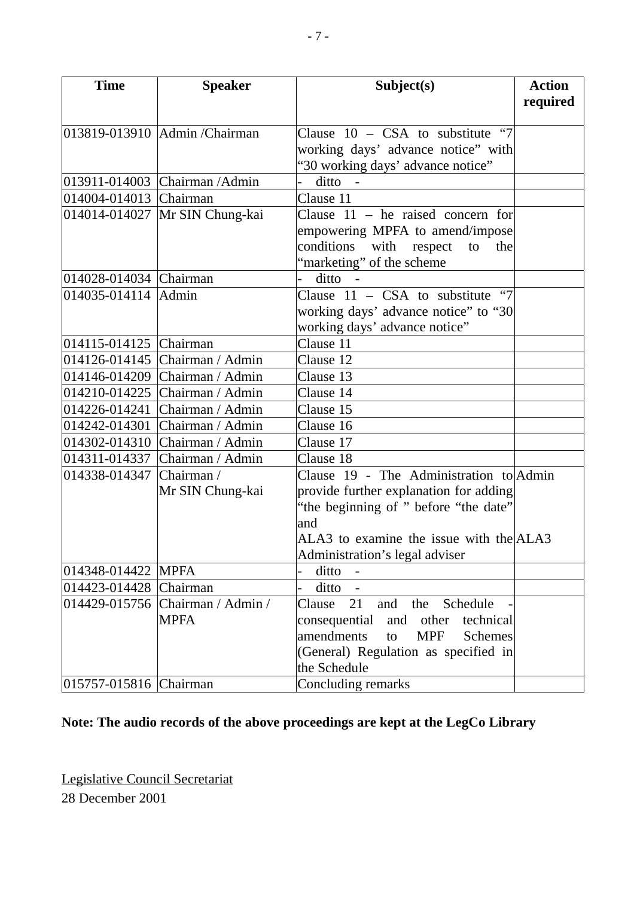| Time | Speaker | Subject(s) | Action required |
|---|---|---|---|
| 013819-013910 | Admin /Chairman | Clause 10 – CSA to substitute "7 working days' advance notice" with "30 working days' advance notice" | |
| 013911-014003 | Chairman /Admin | - ditto - | |
| 014004-014013 | Chairman | Clause 11 | |
| 014014-014027 | Mr SIN Chung-kai | Clause 11 – he raised concern for empowering MPFA to amend/impose conditions with respect to the "marketing" of the scheme | |
| 014028-014034 | Chairman | - ditto - | |
| 014035-014114 | Admin | Clause 11 – CSA to substitute "7 working days' advance notice" to "30 working days' advance notice" | |
| 014115-014125 | Chairman | Clause 11 | |
| 014126-014145 | Chairman / Admin | Clause 12 | |
| 014146-014209 | Chairman / Admin | Clause 13 | |
| 014210-014225 | Chairman / Admin | Clause 14 | |
| 014226-014241 | Chairman / Admin | Clause 15 | |
| 014242-014301 | Chairman / Admin | Clause 16 | |
| 014302-014310 | Chairman / Admin | Clause 17 | |
| 014311-014337 | Chairman / Admin | Clause 18 | |
| 014338-014347 | Chairman / Mr SIN Chung-kai | Clause 19 - The Administration to provide further explanation for adding "the beginning of " before "the date" and ALA3 to examine the issue with the Administration's legal adviser | Admin ALA3 |
| 014348-014422 | MPFA | - ditto - | |
| 014423-014428 | Chairman | - ditto - | |
| 014429-015756 | Chairman / Admin / MPFA | Clause 21 and the Schedule - consequential and other technical amendments to MPF Schemes (General) Regulation as specified in the Schedule | |
| 015757-015816 | Chairman | Concluding remarks | |

**Note: The audio records of the above proceedings are kept at the LegCo Library**

Legislative Council Secretariat
28 December 2001